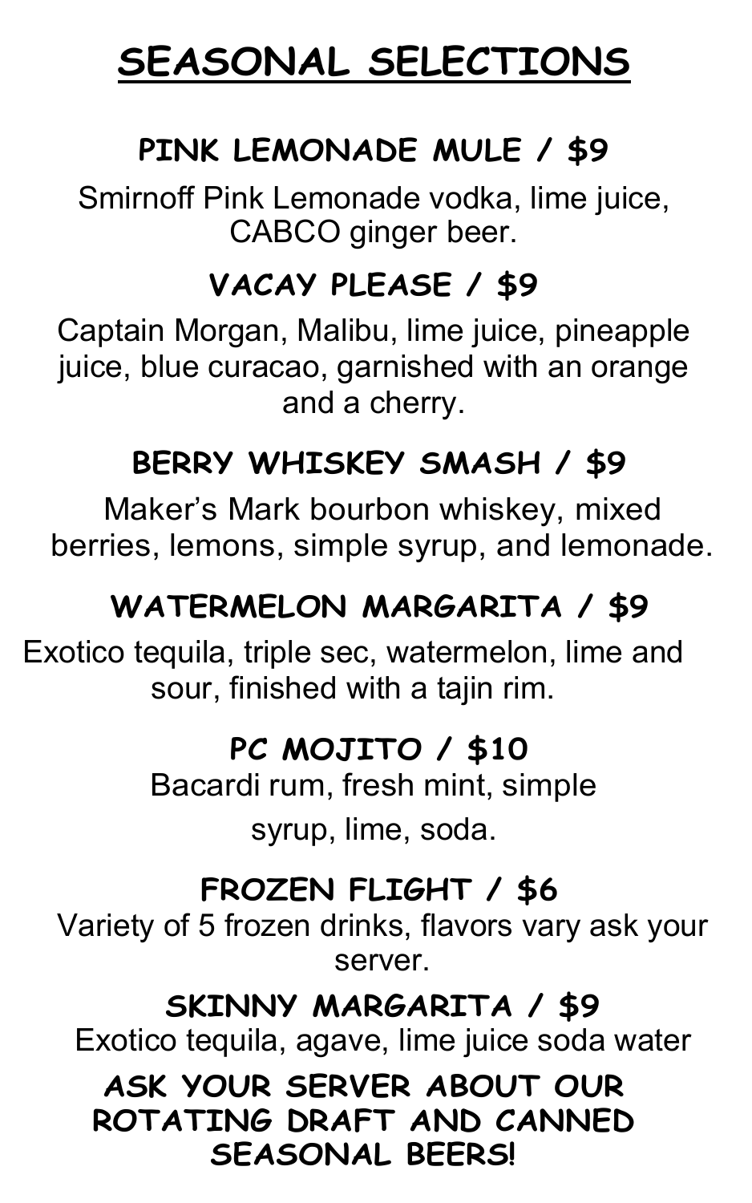# SEASONAL SELECTIONS

## PINK LEMONADE MULE / $9

Smirnoff Pink Lemonade vodka, lime juice, CABCO ginger beer.

## VACAY PLEASE / $9

Captain Morgan, Malibu, lime juice, pineapple juice, blue curacao, garnished with an orange and a cherry.

## BERRY WHISKEY SMASH / $9

Maker's Mark bourbon whiskey, mixed berries, lemons, simple syrup, and lemonade.

## WATERMELON MARGARITA / $9

Exotico tequila, triple sec, watermelon, lime and sour, finished with a tajin rim.

## PC MOJITO / $10

Bacardi rum, fresh mint, simple syrup, lime, soda.

## FROZEN FLIGHT / $6

Variety of 5 frozen drinks, flavors vary ask your server.

## SKINNY MARGARITA / $9

Exotico tequila, agave, lime juice soda water

**ASK YOUR SERVER ABOUT OUR ROTATING DRAFT AND CANNED SEASONAL BEERS!**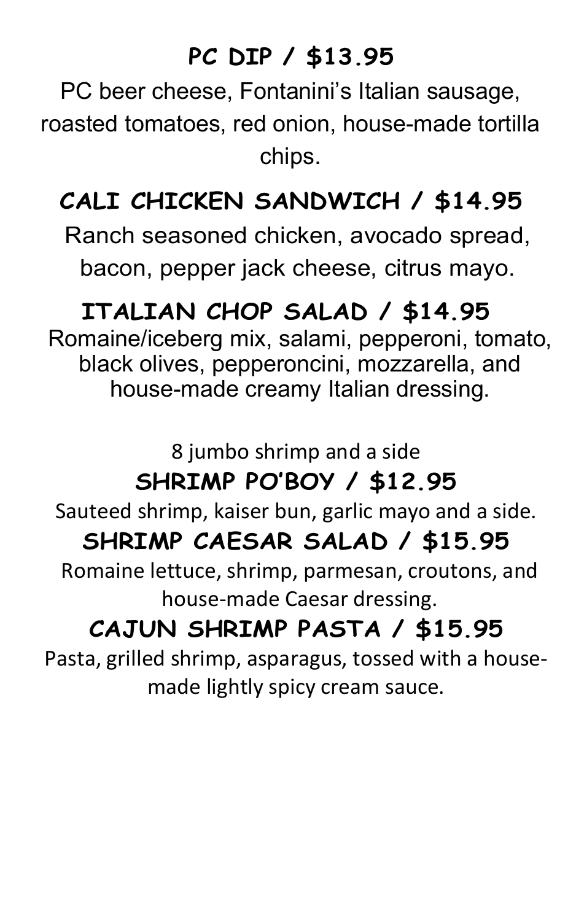## PC DIP / $13.95

PC beer cheese, Fontanini's Italian sausage, roasted tomatoes, red onion, house-made tortilla chips.

## CALI CHICKEN SANDWICH / $14.95

Ranch seasoned chicken, avocado spread, bacon, pepper jack cheese, citrus mayo.

## ITALIAN CHOP SALAD / $14.95

Romaine/iceberg mix, salami, pepperoni, tomato, black olives, pepperoncini, mozzarella, and house-made creamy Italian dressing.

8 jumbo shrimp and a side

## SHRIMP PO'BOY / $12.95

Sauteed shrimp, kaiser bun, garlic mayo and a side.

## SHRIMP CAESAR SALAD / $15.95

Romaine lettuce, shrimp, parmesan, croutons, and house-made Caesar dressing.

## CAJUN SHRIMP PASTA / $15.95

Pasta, grilled shrimp, asparagus, tossed with a house-made lightly spicy cream sauce.